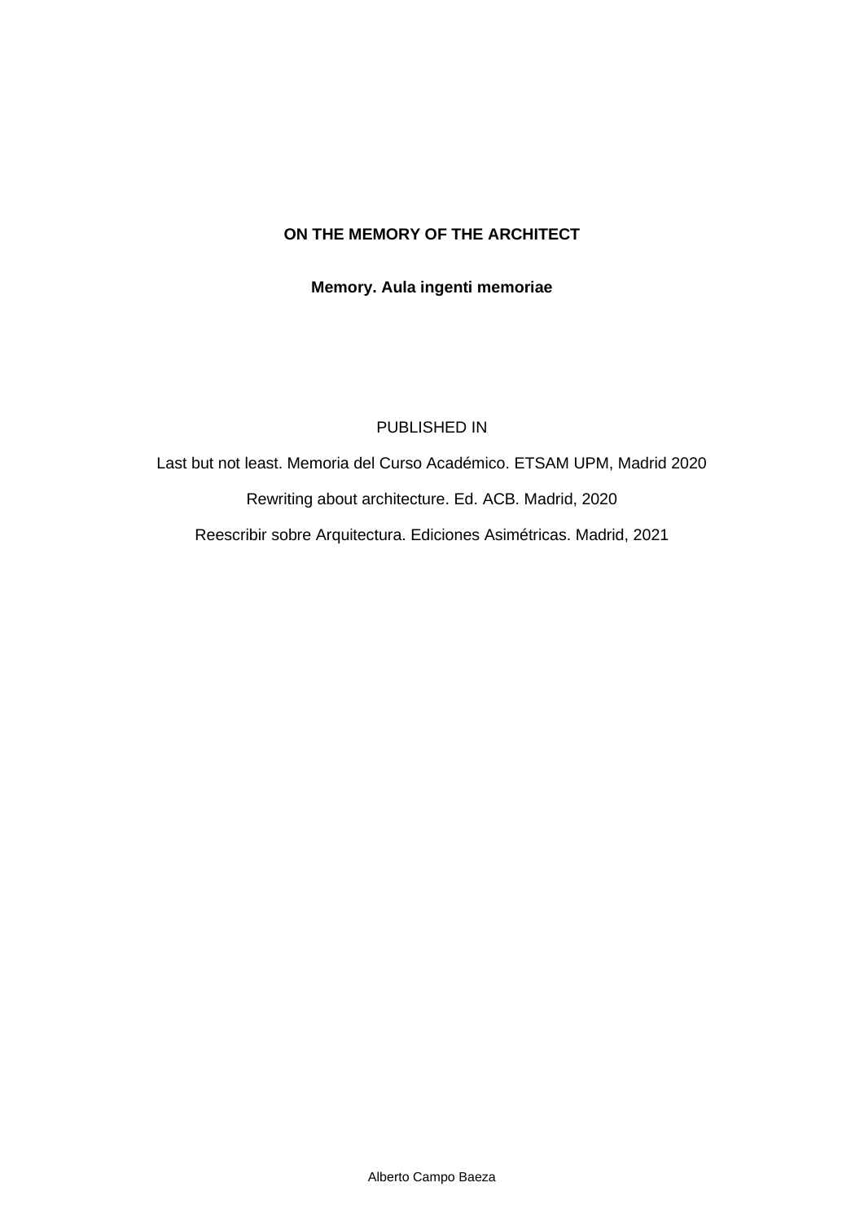# ON THE MEMORY OF THE ARCHITECT

## Memory. Aula ingenti memoriae

PUBLISHED IN

Last but not least. Memoria del Curso Académico. ETSAM UPM, Madrid 2020

Rewriting about architecture. Ed. ACB. Madrid, 2020

Reescribir sobre Arquitectura. Ediciones Asimétricas. Madrid, 2021

Alberto Campo Baeza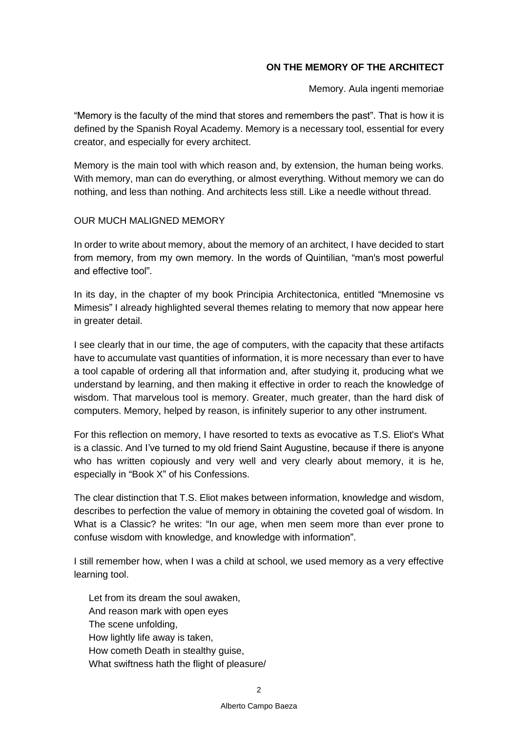**ON THE MEMORY OF THE ARCHITECT**

Memory. Aula ingenti memoriae

"Memory is the faculty of the mind that stores and remembers the past". That is how it is defined by the Spanish Royal Academy. Memory is a necessary tool, essential for every creator, and especially for every architect.

Memory is the main tool with which reason and, by extension, the human being works. With memory, man can do everything, or almost everything. Without memory we can do nothing, and less than nothing. And architects less still. Like a needle without thread.

OUR MUCH MALIGNED MEMORY

In order to write about memory, about the memory of an architect, I have decided to start from memory, from my own memory. In the words of Quintilian, "man's most powerful and effective tool".

In its day, in the chapter of my book Principia Architectonica, entitled "Mnemosine vs Mimesis" I already highlighted several themes relating to memory that now appear here in greater detail.

I see clearly that in our time, the age of computers, with the capacity that these artifacts have to accumulate vast quantities of information, it is more necessary than ever to have a tool capable of ordering all that information and, after studying it, producing what we understand by learning, and then making it effective in order to reach the knowledge of wisdom. That marvelous tool is memory. Greater, much greater, than the hard disk of computers. Memory, helped by reason, is infinitely superior to any other instrument.

For this reflection on memory, I have resorted to texts as evocative as T.S. Eliot's What is a classic. And I've turned to my old friend Saint Augustine, because if there is anyone who has written copiously and very well and very clearly about memory, it is he, especially in "Book X" of his Confessions.

The clear distinction that T.S. Eliot makes between information, knowledge and wisdom, describes to perfection the value of memory in obtaining the coveted goal of wisdom. In What is a Classic? he writes: "In our age, when men seem more than ever prone to confuse wisdom with knowledge, and knowledge with information".

I still remember how, when I was a child at school, we used memory as a very effective learning tool.

> Let from its dream the soul awaken,
> And reason mark with open eyes
> The scene unfolding,
> How lightly life away is taken,
> How cometh Death in stealthy guise,
> What swiftness hath the flight of pleasure/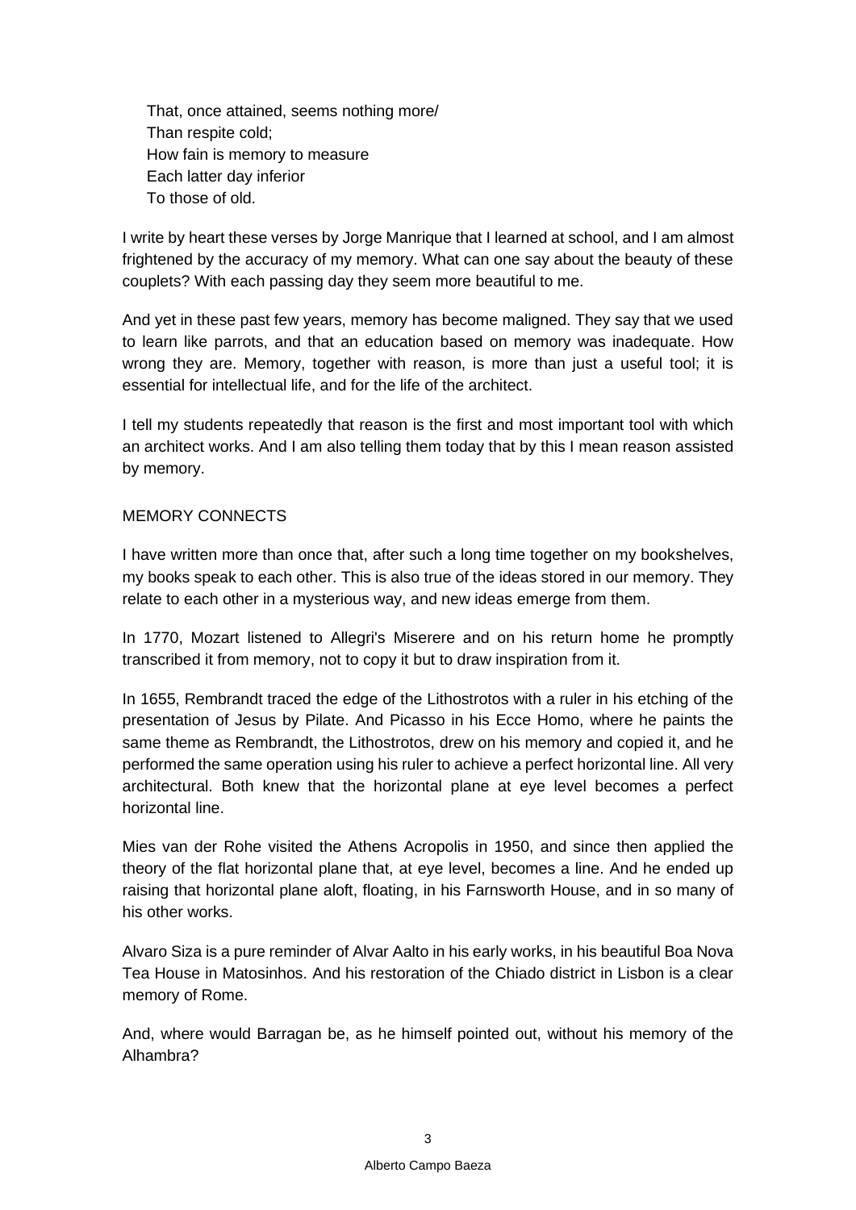That, once attained, seems nothing more/  
Than respite cold;  
How fain is memory to measure  
Each latter day inferior  
To those of old.

I write by heart these verses by Jorge Manrique that I learned at school, and I am almost frightened by the accuracy of my memory. What can one say about the beauty of these couplets? With each passing day they seem more beautiful to me.

And yet in these past few years, memory has become maligned. They say that we used to learn like parrots, and that an education based on memory was inadequate. How wrong they are. Memory, together with reason, is more than just a useful tool; it is essential for intellectual life, and for the life of the architect.

I tell my students repeatedly that reason is the first and most important tool with which an architect works. And I am also telling them today that by this I mean reason assisted by memory.

## MEMORY CONNECTS

I have written more than once that, after such a long time together on my bookshelves, my books speak to each other. This is also true of the ideas stored in our memory. They relate to each other in a mysterious way, and new ideas emerge from them.

In 1770, Mozart listened to Allegri's Miserere and on his return home he promptly transcribed it from memory, not to copy it but to draw inspiration from it.

In 1655, Rembrandt traced the edge of the Lithostrotos with a ruler in his etching of the presentation of Jesus by Pilate. And Picasso in his Ecce Homo, where he paints the same theme as Rembrandt, the Lithostrotos, drew on his memory and copied it, and he performed the same operation using his ruler to achieve a perfect horizontal line. All very architectural. Both knew that the horizontal plane at eye level becomes a perfect horizontal line.

Mies van der Rohe visited the Athens Acropolis in 1950, and since then applied the theory of the flat horizontal plane that, at eye level, becomes a line. And he ended up raising that horizontal plane aloft, floating, in his Farnsworth House, and in so many of his other works.

Alvaro Siza is a pure reminder of Alvar Aalto in his early works, in his beautiful Boa Nova Tea House in Matosinhos. And his restoration of the Chiado district in Lisbon is a clear memory of Rome.

And, where would Barragan be, as he himself pointed out, without his memory of the Alhambra?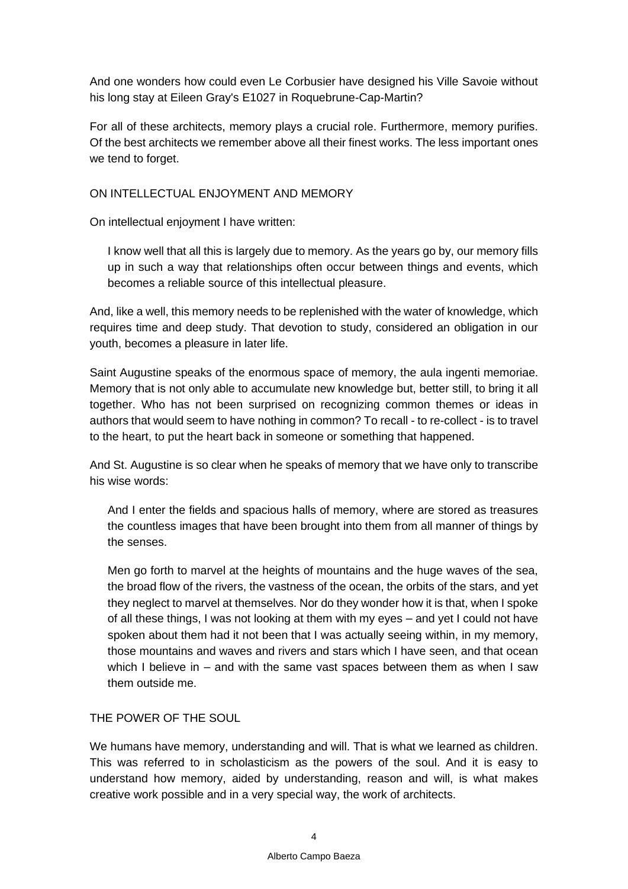And one wonders how could even Le Corbusier have designed his Ville Savoie without his long stay at Eileen Gray's E1027 in Roquebrune-Cap-Martin?

For all of these architects, memory plays a crucial role. Furthermore, memory purifies. Of the best architects we remember above all their finest works. The less important ones we tend to forget.

## ON INTELLECTUAL ENJOYMENT AND MEMORY

On intellectual enjoyment I have written:

> I know well that all this is largely due to memory. As the years go by, our memory fills up in such a way that relationships often occur between things and events, which becomes a reliable source of this intellectual pleasure.

And, like a well, this memory needs to be replenished with the water of knowledge, which requires time and deep study. That devotion to study, considered an obligation in our youth, becomes a pleasure in later life.

Saint Augustine speaks of the enormous space of memory, the aula ingenti memoriae. Memory that is not only able to accumulate new knowledge but, better still, to bring it all together. Who has not been surprised on recognizing common themes or ideas in authors that would seem to have nothing in common? To recall - to re-collect - is to travel to the heart, to put the heart back in someone or something that happened.

And St. Augustine is so clear when he speaks of memory that we have only to transcribe his wise words:

> And I enter the fields and spacious halls of memory, where are stored as treasures the countless images that have been brought into them from all manner of things by the senses.
>
> Men go forth to marvel at the heights of mountains and the huge waves of the sea, the broad flow of the rivers, the vastness of the ocean, the orbits of the stars, and yet they neglect to marvel at themselves. Nor do they wonder how it is that, when I spoke of all these things, I was not looking at them with my eyes – and yet I could not have spoken about them had it not been that I was actually seeing within, in my memory, those mountains and waves and rivers and stars which I have seen, and that ocean which I believe in – and with the same vast spaces between them as when I saw them outside me.

## THE POWER OF THE SOUL

We humans have memory, understanding and will. That is what we learned as children. This was referred to in scholasticism as the powers of the soul. And it is easy to understand how memory, aided by understanding, reason and will, is what makes creative work possible and in a very special way, the work of architects.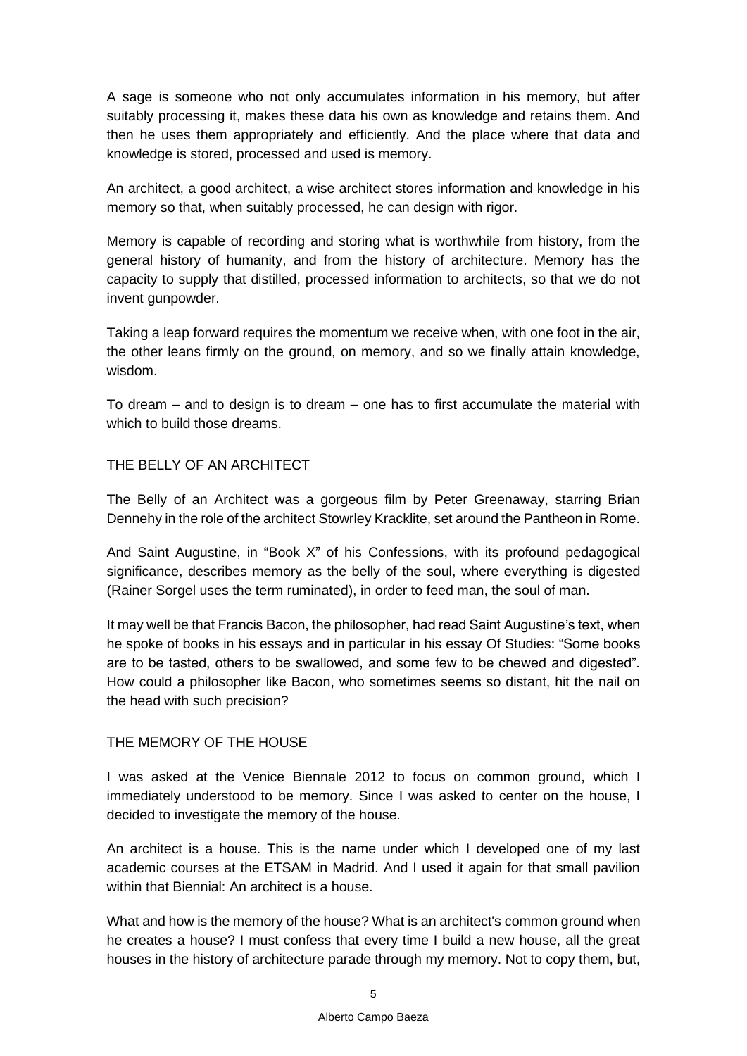A sage is someone who not only accumulates information in his memory, but after suitably processing it, makes these data his own as knowledge and retains them. And then he uses them appropriately and efficiently. And the place where that data and knowledge is stored, processed and used is memory.

An architect, a good architect, a wise architect stores information and knowledge in his memory so that, when suitably processed, he can design with rigor.

Memory is capable of recording and storing what is worthwhile from history, from the general history of humanity, and from the history of architecture. Memory has the capacity to supply that distilled, processed information to architects, so that we do not invent gunpowder.

Taking a leap forward requires the momentum we receive when, with one foot in the air, the other leans firmly on the ground, on memory, and so we finally attain knowledge, wisdom.

To dream – and to design is to dream – one has to first accumulate the material with which to build those dreams.

## THE BELLY OF AN ARCHITECT

The Belly of an Architect was a gorgeous film by Peter Greenaway, starring Brian Dennehy in the role of the architect Stowrley Kracklite, set around the Pantheon in Rome.

And Saint Augustine, in "Book X" of his Confessions, with its profound pedagogical significance, describes memory as the belly of the soul, where everything is digested (Rainer Sorgel uses the term ruminated), in order to feed man, the soul of man.

It may well be that Francis Bacon, the philosopher, had read Saint Augustine's text, when he spoke of books in his essays and in particular in his essay Of Studies: "Some books are to be tasted, others to be swallowed, and some few to be chewed and digested". How could a philosopher like Bacon, who sometimes seems so distant, hit the nail on the head with such precision?

## THE MEMORY OF THE HOUSE

I was asked at the Venice Biennale 2012 to focus on common ground, which I immediately understood to be memory. Since I was asked to center on the house, I decided to investigate the memory of the house.

An architect is a house. This is the name under which I developed one of my last academic courses at the ETSAM in Madrid. And I used it again for that small pavilion within that Biennial: An architect is a house.

What and how is the memory of the house? What is an architect's common ground when he creates a house? I must confess that every time I build a new house, all the great houses in the history of architecture parade through my memory. Not to copy them, but,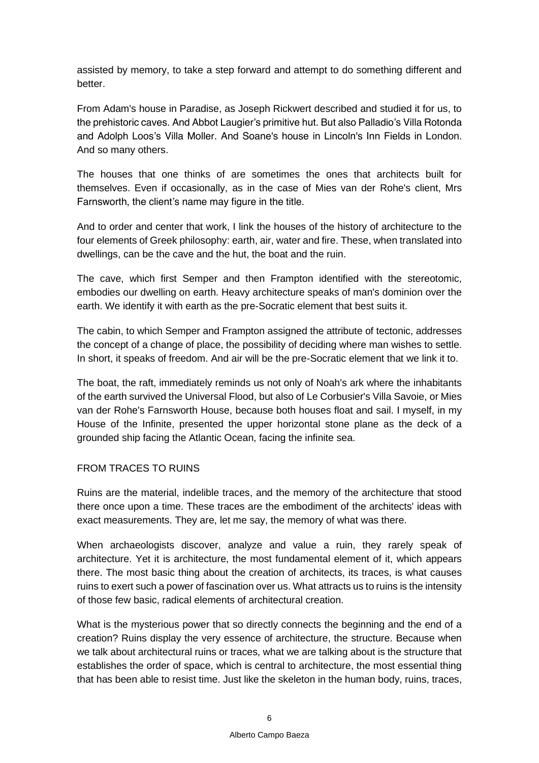assisted by memory, to take a step forward and attempt to do something different and better.

From Adam's house in Paradise, as Joseph Rickwert described and studied it for us, to the prehistoric caves. And Abbot Laugier's primitive hut. But also Palladio's Villa Rotonda and Adolph Loos's Villa Moller. And Soane's house in Lincoln's Inn Fields in London. And so many others.

The houses that one thinks of are sometimes the ones that architects built for themselves. Even if occasionally, as in the case of Mies van der Rohe's client, Mrs Farnsworth, the client's name may figure in the title.

And to order and center that work, I link the houses of the history of architecture to the four elements of Greek philosophy: earth, air, water and fire. These, when translated into dwellings, can be the cave and the hut, the boat and the ruin.

The cave, which first Semper and then Frampton identified with the stereotomic, embodies our dwelling on earth. Heavy architecture speaks of man's dominion over the earth. We identify it with earth as the pre-Socratic element that best suits it.

The cabin, to which Semper and Frampton assigned the attribute of tectonic, addresses the concept of a change of place, the possibility of deciding where man wishes to settle. In short, it speaks of freedom. And air will be the pre-Socratic element that we link it to.

The boat, the raft, immediately reminds us not only of Noah's ark where the inhabitants of the earth survived the Universal Flood, but also of Le Corbusier's Villa Savoie, or Mies van der Rohe's Farnsworth House, because both houses float and sail. I myself, in my House of the Infinite, presented the upper horizontal stone plane as the deck of a grounded ship facing the Atlantic Ocean, facing the infinite sea.

## FROM TRACES TO RUINS

Ruins are the material, indelible traces, and the memory of the architecture that stood there once upon a time. These traces are the embodiment of the architects' ideas with exact measurements. They are, let me say, the memory of what was there.

When archaeologists discover, analyze and value a ruin, they rarely speak of architecture. Yet it is architecture, the most fundamental element of it, which appears there. The most basic thing about the creation of architects, its traces, is what causes ruins to exert such a power of fascination over us. What attracts us to ruins is the intensity of those few basic, radical elements of architectural creation.

What is the mysterious power that so directly connects the beginning and the end of a creation? Ruins display the very essence of architecture, the structure. Because when we talk about architectural ruins or traces, what we are talking about is the structure that establishes the order of space, which is central to architecture, the most essential thing that has been able to resist time. Just like the skeleton in the human body, ruins, traces,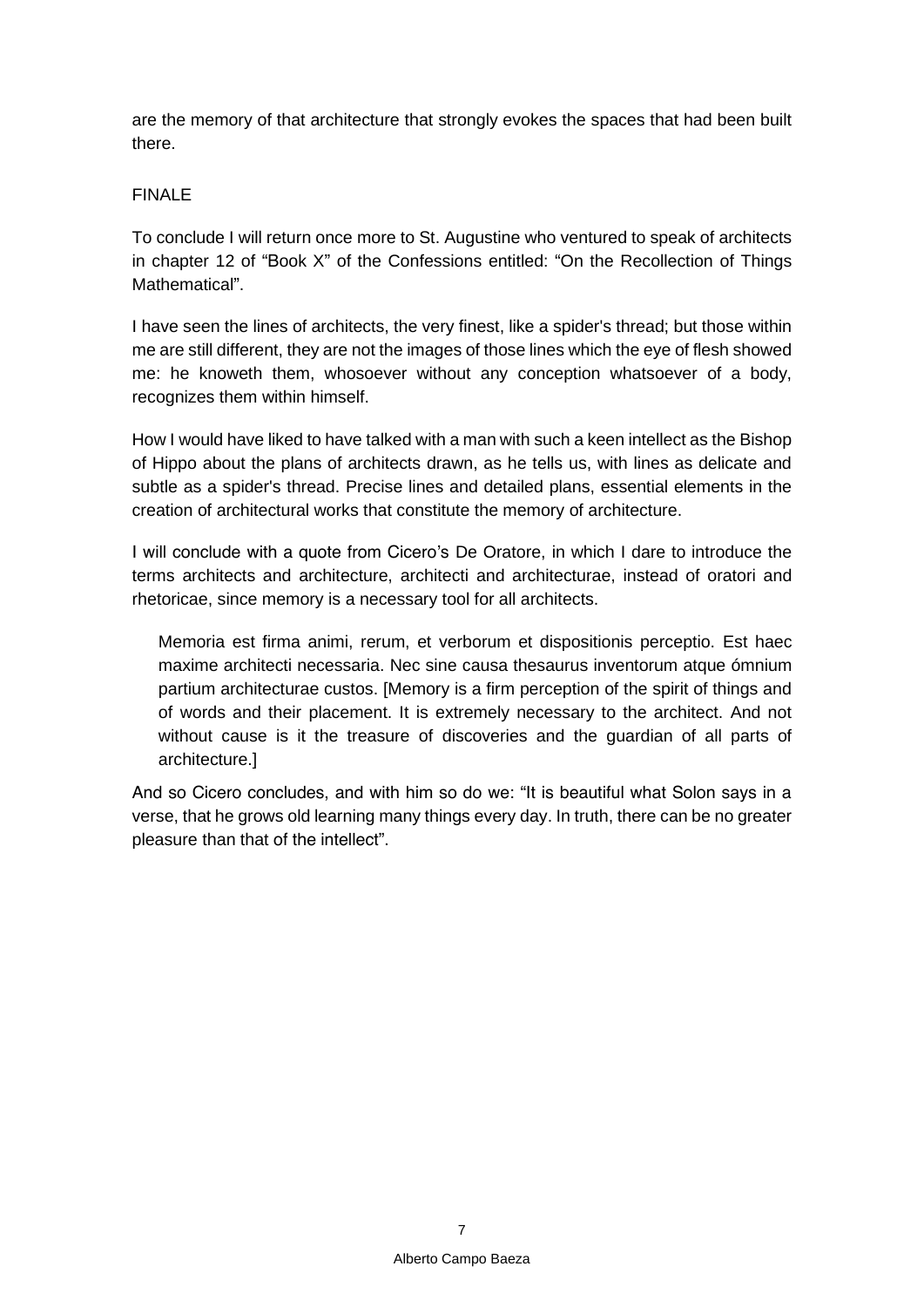are the memory of that architecture that strongly evokes the spaces that had been built there.

## FINALE

To conclude I will return once more to St. Augustine who ventured to speak of architects in chapter 12 of “Book X” of the Confessions entitled: “On the Recollection of Things Mathematical”.

I have seen the lines of architects, the very finest, like a spider's thread; but those within me are still different, they are not the images of those lines which the eye of flesh showed me: he knoweth them, whosoever without any conception whatsoever of a body, recognizes them within himself.

How I would have liked to have talked with a man with such a keen intellect as the Bishop of Hippo about the plans of architects drawn, as he tells us, with lines as delicate and subtle as a spider's thread. Precise lines and detailed plans, essential elements in the creation of architectural works that constitute the memory of architecture.

I will conclude with a quote from Cicero’s De Oratore, in which I dare to introduce the terms architects and architecture, architecti and architecturae, instead of oratori and rhetoricae, since memory is a necessary tool for all architects.

> Memoria est firma animi, rerum, et verborum et dispositionis perceptio. Est haec maxime architecti necessaria. Nec sine causa thesaurus inventorum atque ómnium partium architecturae custos. [Memory is a firm perception of the spirit of things and of words and their placement. It is extremely necessary to the architect. And not without cause is it the treasure of discoveries and the guardian of all parts of architecture.]

And so Cicero concludes, and with him so do we: “It is beautiful what Solon says in a verse, that he grows old learning many things every day. In truth, there can be no greater pleasure than that of the intellect”.